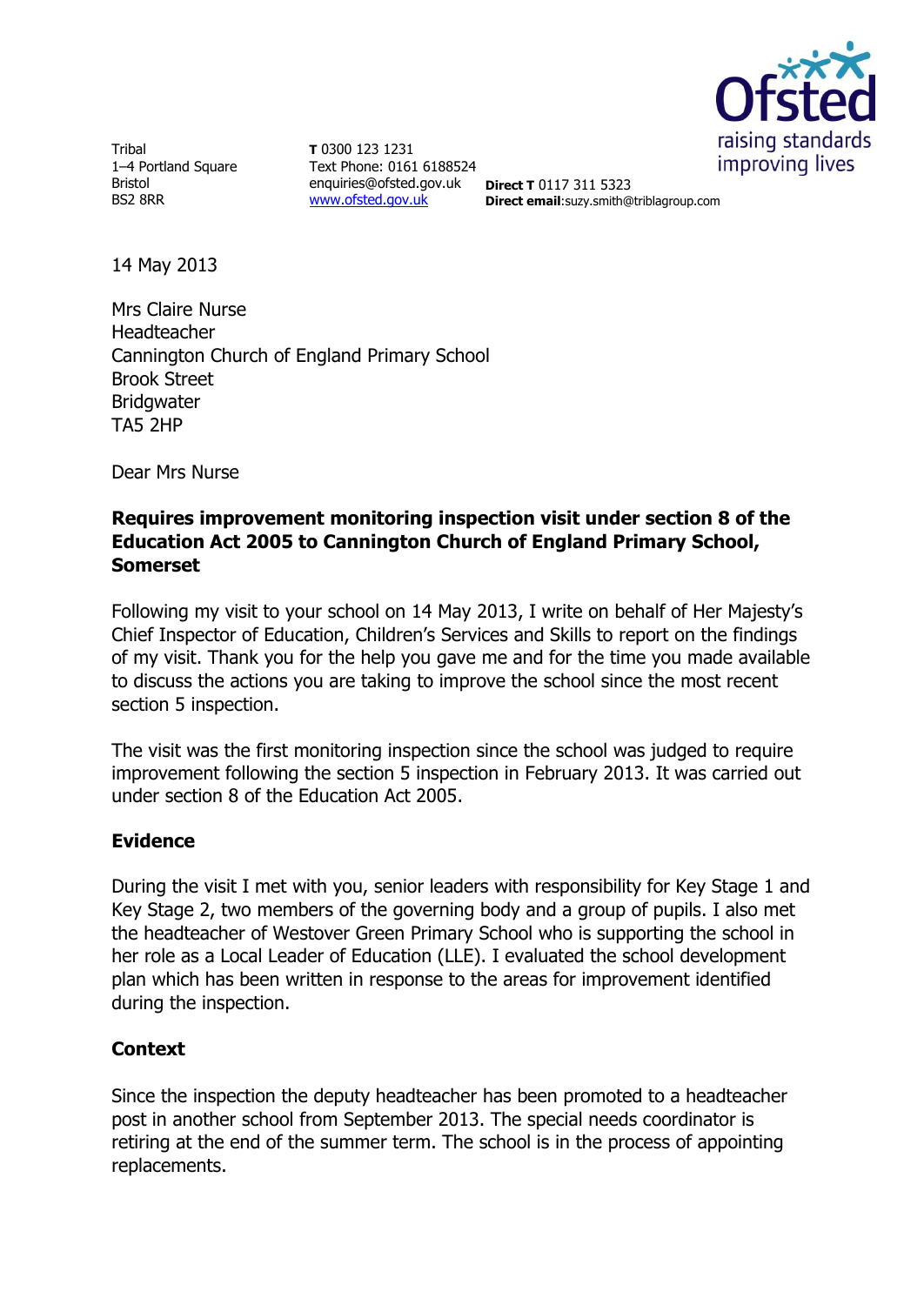Tribal
1–4 Portland Square
Bristol
BS2 8RR

**T** 0300 123 1231
Text Phone: 0161 6188524
enquiries@ofsted.gov.uk
www.ofsted.gov.uk

**Direct T** 0117 311 5323
**Direct email**:suzy.smith@triblagroup.com

14 May 2013

Mrs Claire Nurse
Headteacher
Cannington Church of England Primary School
Brook Street
Bridgwater
TA5 2HP

Dear Mrs Nurse

**Requires improvement monitoring inspection visit under section 8 of the Education Act 2005 to Cannington Church of England Primary School, Somerset**

Following my visit to your school on 14 May 2013, I write on behalf of Her Majesty's Chief Inspector of Education, Children's Services and Skills to report on the findings of my visit. Thank you for the help you gave me and for the time you made available to discuss the actions you are taking to improve the school since the most recent section 5 inspection.

The visit was the first monitoring inspection since the school was judged to require improvement following the section 5 inspection in February 2013. It was carried out under section 8 of the Education Act 2005.

## Evidence

During the visit I met with you, senior leaders with responsibility for Key Stage 1 and Key Stage 2, two members of the governing body and a group of pupils. I also met the headteacher of Westover Green Primary School who is supporting the school in her role as a Local Leader of Education (LLE). I evaluated the school development plan which has been written in response to the areas for improvement identified during the inspection.

## Context

Since the inspection the deputy headteacher has been promoted to a headteacher post in another school from September 2013. The special needs coordinator is retiring at the end of the summer term. The school is in the process of appointing replacements.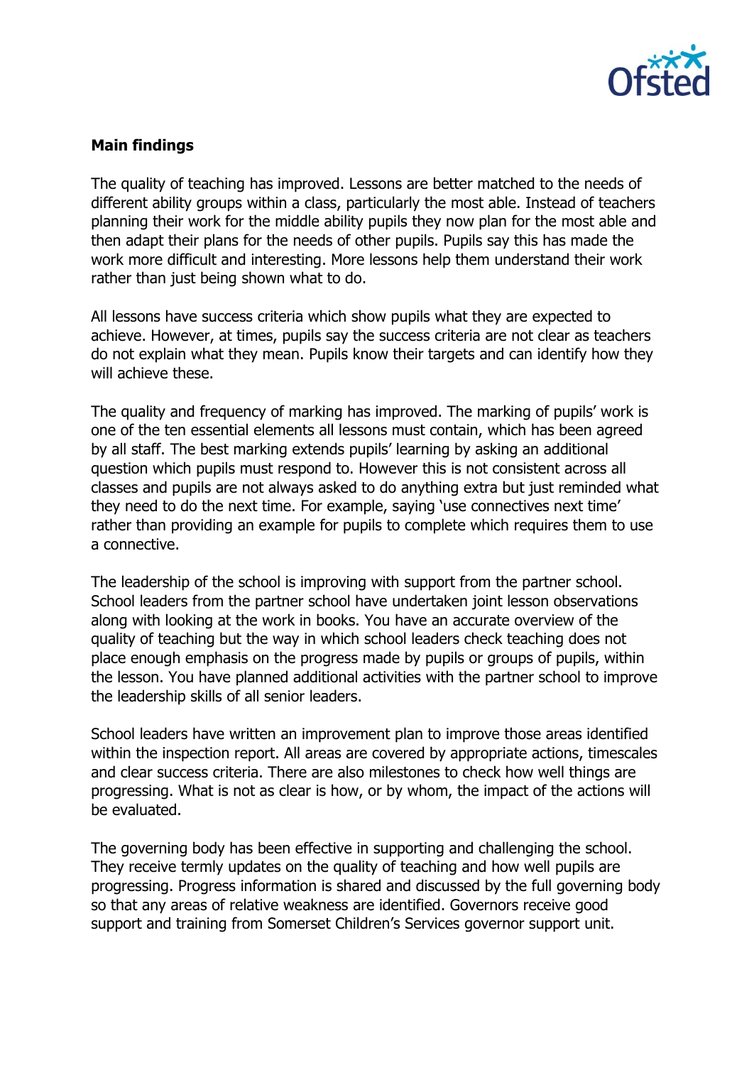**Main findings**

The quality of teaching has improved. Lessons are better matched to the needs of different ability groups within a class, particularly the most able. Instead of teachers planning their work for the middle ability pupils they now plan for the most able and then adapt their plans for the needs of other pupils. Pupils say this has made the work more difficult and interesting. More lessons help them understand their work rather than just being shown what to do.

All lessons have success criteria which show pupils what they are expected to achieve. However, at times, pupils say the success criteria are not clear as teachers do not explain what they mean. Pupils know their targets and can identify how they will achieve these.

The quality and frequency of marking has improved. The marking of pupils' work is one of the ten essential elements all lessons must contain, which has been agreed by all staff. The best marking extends pupils' learning by asking an additional question which pupils must respond to. However this is not consistent across all classes and pupils are not always asked to do anything extra but just reminded what they need to do the next time. For example, saying 'use connectives next time' rather than providing an example for pupils to complete which requires them to use a connective.

The leadership of the school is improving with support from the partner school. School leaders from the partner school have undertaken joint lesson observations along with looking at the work in books. You have an accurate overview of the quality of teaching but the way in which school leaders check teaching does not place enough emphasis on the progress made by pupils or groups of pupils, within the lesson. You have planned additional activities with the partner school to improve the leadership skills of all senior leaders.

School leaders have written an improvement plan to improve those areas identified within the inspection report. All areas are covered by appropriate actions, timescales and clear success criteria. There are also milestones to check how well things are progressing. What is not as clear is how, or by whom, the impact of the actions will be evaluated.

The governing body has been effective in supporting and challenging the school. They receive termly updates on the quality of teaching and how well pupils are progressing. Progress information is shared and discussed by the full governing body so that any areas of relative weakness are identified. Governors receive good support and training from Somerset Children's Services governor support unit.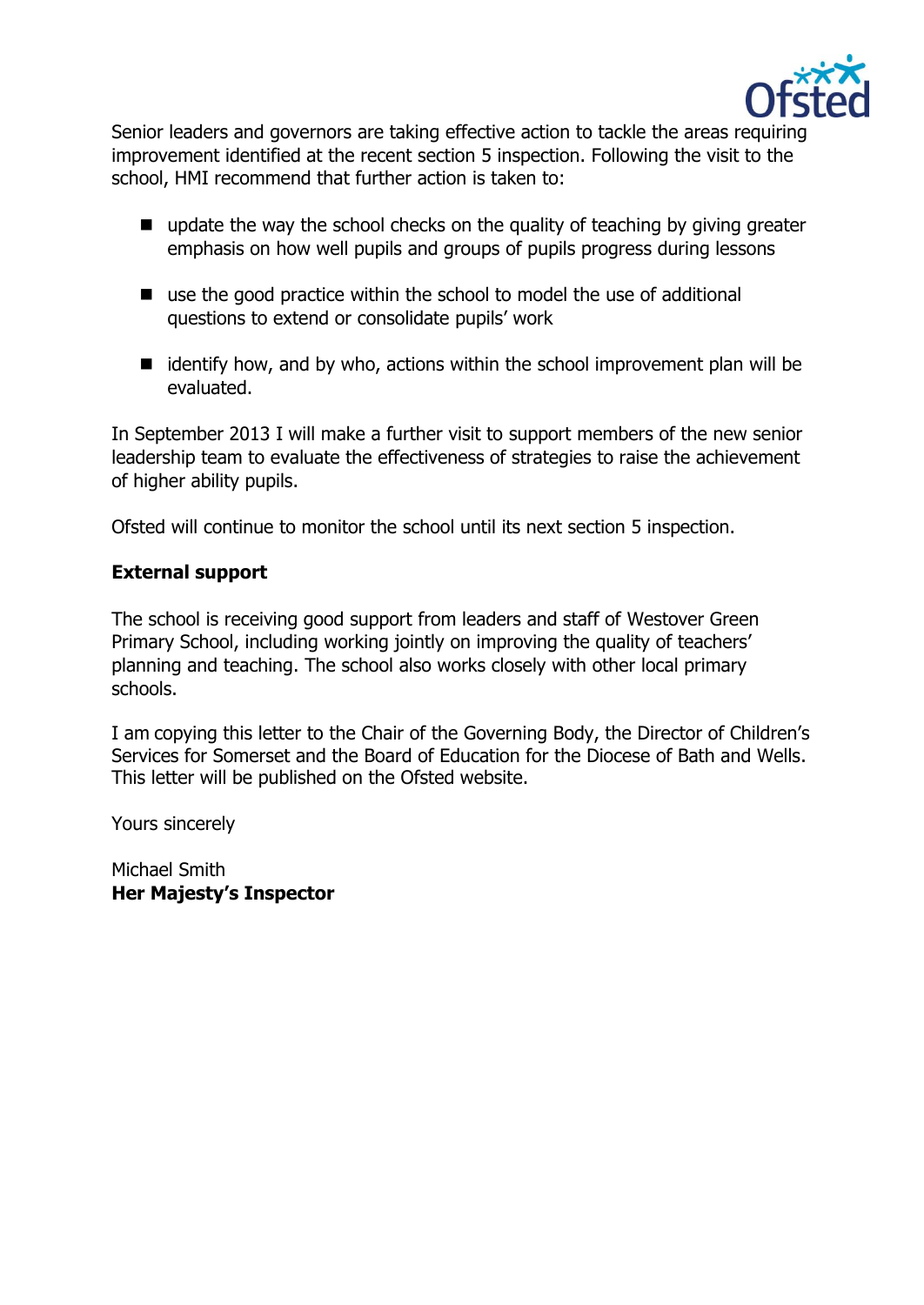Senior leaders and governors are taking effective action to tackle the areas requiring improvement identified at the recent section 5 inspection. Following the visit to the school, HMI recommend that further action is taken to:

- update the way the school checks on the quality of teaching by giving greater emphasis on how well pupils and groups of pupils progress during lessons
- use the good practice within the school to model the use of additional questions to extend or consolidate pupils' work
- identify how, and by who, actions within the school improvement plan will be evaluated.

In September 2013 I will make a further visit to support members of the new senior leadership team to evaluate the effectiveness of strategies to raise the achievement of higher ability pupils.

Ofsted will continue to monitor the school until its next section 5 inspection.

**External support**

The school is receiving good support from leaders and staff of Westover Green Primary School, including working jointly on improving the quality of teachers' planning and teaching. The school also works closely with other local primary schools.

I am copying this letter to the Chair of the Governing Body, the Director of Children's Services for Somerset and the Board of Education for the Diocese of Bath and Wells. This letter will be published on the Ofsted website.

Yours sincerely

Michael Smith
**Her Majesty's Inspector**